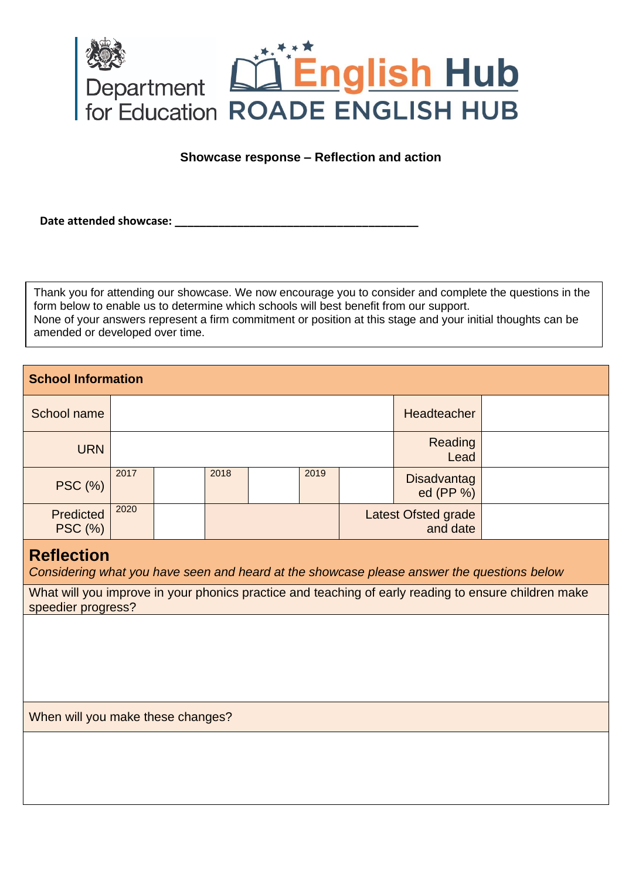Department for Education

English Hub

ROADE ENGLISH HUB

**Showcase response – Reflection and action**

**Date attended showcase: ________________________________________**

Thank you for attending our showcase. We now encourage you to consider and complete the questions in the form below to enable us to determine which schools will best benefit from our support.
None of your answers represent a firm commitment or position at this stage and your initial thoughts can be amended or developed over time.

| **School Information** | | | | | | | | |
|---|---|---|---|---|---|---|---|---|
| School name | | | | | | | Headteacher | |
| URN | | | | | | | Reading Lead | |
| PSC (%) | 2017 | | 2018 | | 2019 | | Disadvantaged (PP %) | |
| Predicted PSC (%) | 2020 | | | | Latest Ofsted grade and date | | | |

## Reflection

*Considering what you have seen and heard at the showcase please answer the questions below*

What will you improve in your phonics practice and teaching of early reading to ensure children make speedier progress?

When will you make these changes?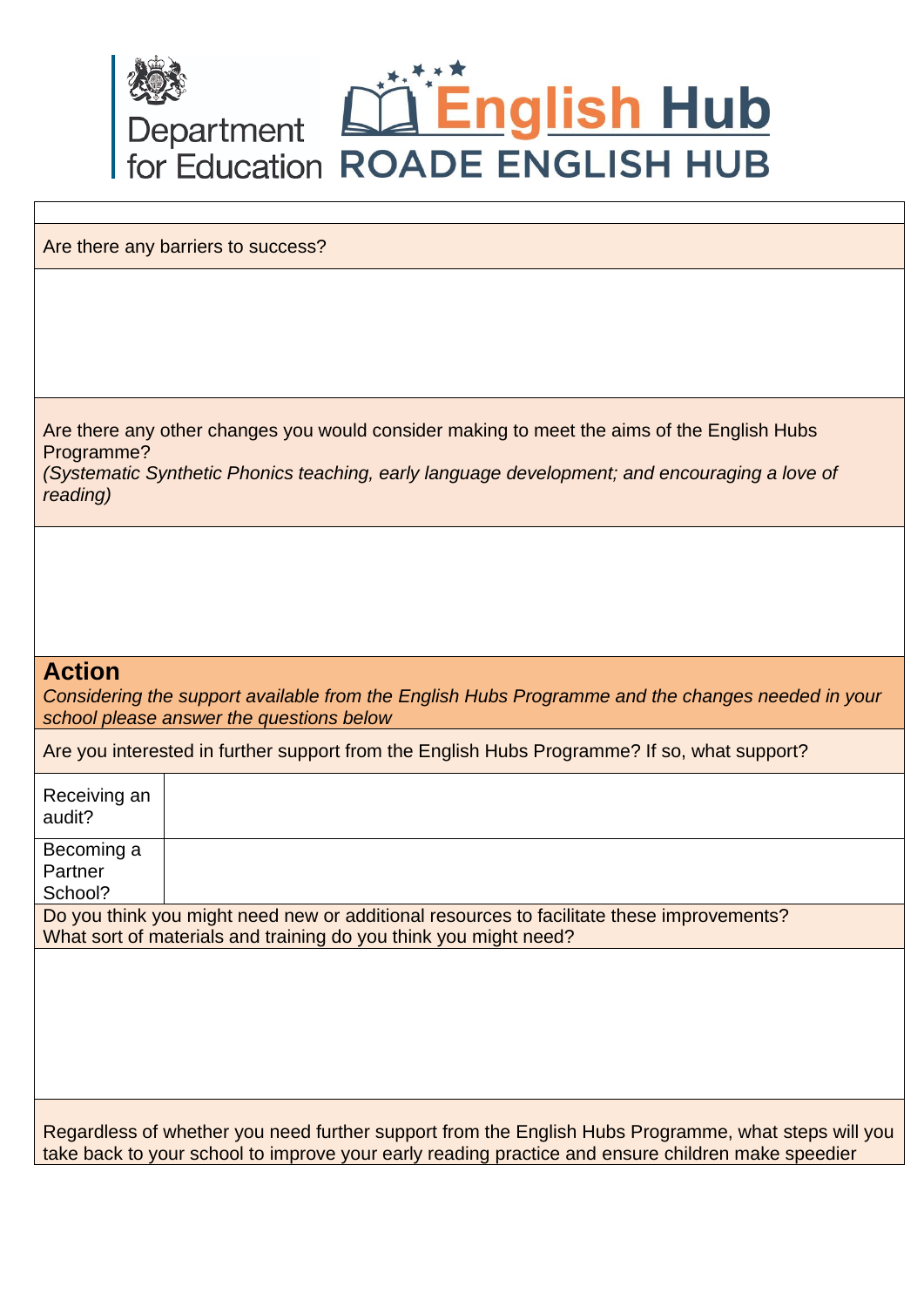Department for Education

**English Hub**

**ROADE ENGLISH HUB**

Are there any barriers to success?

Are there any other changes you would consider making to meet the aims of the English Hubs Programme?
*(Systematic Synthetic Phonics teaching, early language development; and encouraging a love of reading)*

## Action

*Considering the support available from the English Hubs Programme and the changes needed in your school please answer the questions below*

Are you interested in further support from the English Hubs Programme? If so, what support?

| | |
|---|---|
| Receiving an audit? | |
| Becoming a Partner School? | |

Do you think you might need new or additional resources to facilitate these improvements?
What sort of materials and training do you think you might need?

Regardless of whether you need further support from the English Hubs Programme, what steps will you take back to your school to improve your early reading practice and ensure children make speedier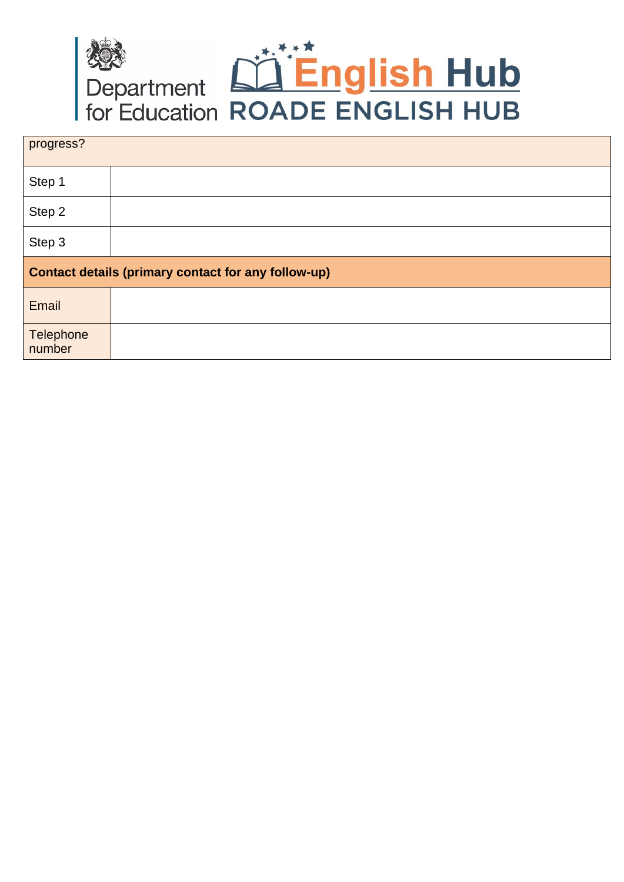| progress? | |
|---|---|
| Step 1 | |
| Step 2 | |
| Step 3 | |
| **Contact details (primary contact for any follow-up)** | |
| Email | |
| Telephone number | |